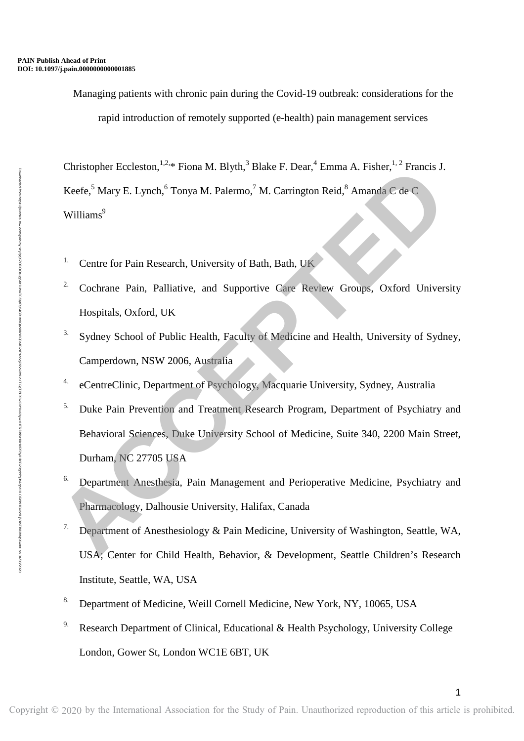**PAIN Publish Ahead of Print**
**DOI: 10.1097/j.pain.0000000000001885**

# Managing patients with chronic pain during the Covid-19 outbreak: considerations for the rapid introduction of remotely supported (e-health) pain management services

Christopher Eccleston,[1,2,*] Fiona M. Blyth,[3] Blake F. Dear,[4] Emma A. Fisher,[1, 2] Francis J. Keefe,[5] Mary E. Lynch,[6] Tonya M. Palermo,[7] M. Carrington Reid,[8] Amanda C de C Williams[9]

1. Centre for Pain Research, University of Bath, Bath, UK
2. Cochrane Pain, Palliative, and Supportive Care Review Groups, Oxford University Hospitals, Oxford, UK
3. Sydney School of Public Health, Faculty of Medicine and Health, University of Sydney, Camperdown, NSW 2006, Australia
4. eCentreClinic, Department of Psychology, Macquarie University, Sydney, Australia
5. Duke Pain Prevention and Treatment Research Program, Department of Psychiatry and Behavioral Sciences, Duke University School of Medicine, Suite 340, 2200 Main Street, Durham, NC 27705 USA
6. Department Anesthesia, Pain Management and Perioperative Medicine, Psychiatry and Pharmacology, Dalhousie University, Halifax, Canada
7. Department of Anesthesiology & Pain Medicine, University of Washington, Seattle, WA, USA; Center for Child Health, Behavior, & Development, Seattle Children's Research Institute, Seattle, WA, USA
8. Department of Medicine, Weill Cornell Medicine, New York, NY, 10065, USA
9. Research Department of Clinical, Educational & Health Psychology, University College London, Gower St, London WC1E 6BT, UK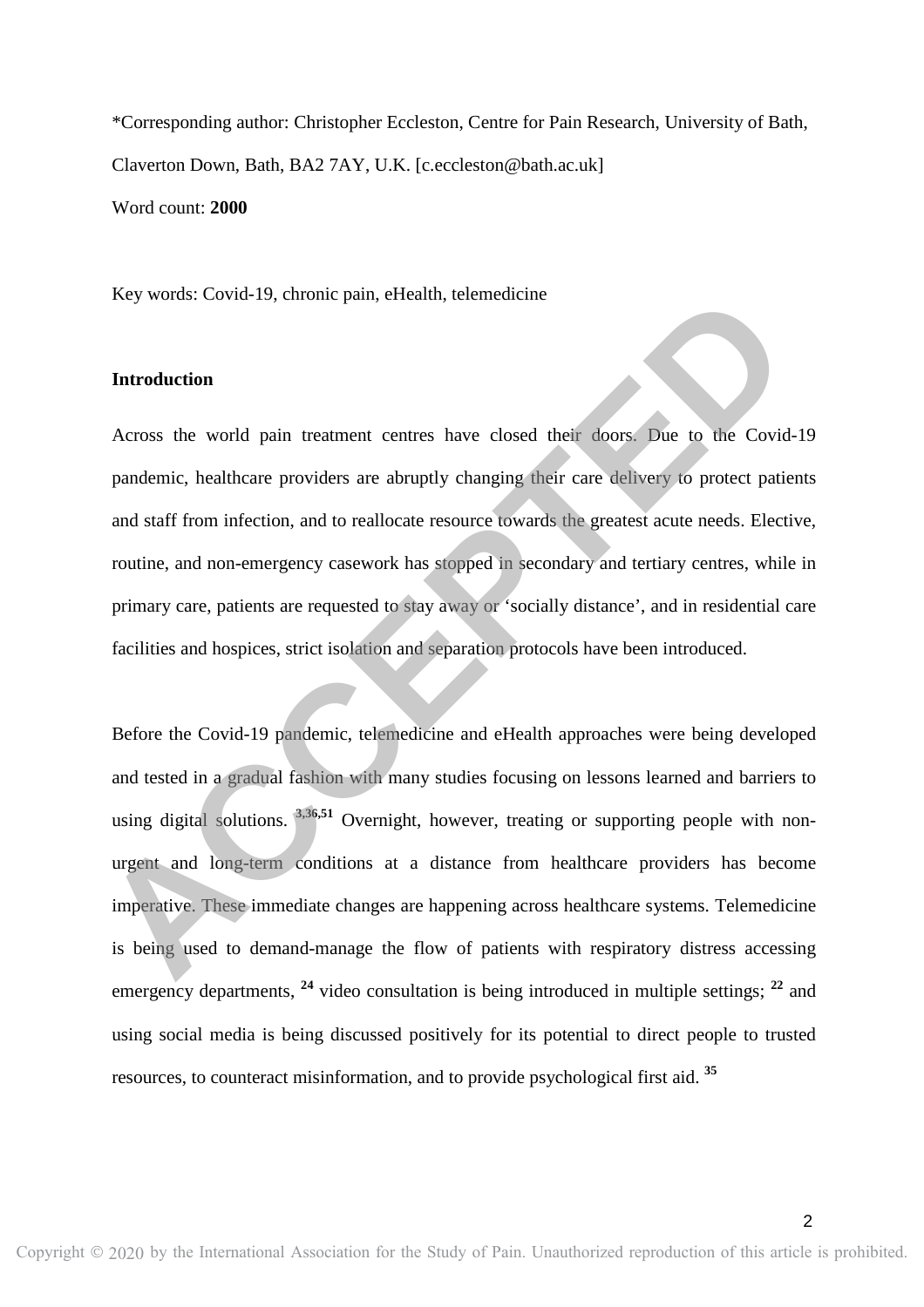*Corresponding author: Christopher Eccleston, Centre for Pain Research, University of Bath, Claverton Down, Bath, BA2 7AY, U.K. [c.eccleston@bath.ac.uk]

Word count: **2000**

Key words: Covid-19, chronic pain, eHealth, telemedicine

## Introduction

Across the world pain treatment centres have closed their doors. Due to the Covid-19 pandemic, healthcare providers are abruptly changing their care delivery to protect patients and staff from infection, and to reallocate resource towards the greatest acute needs. Elective, routine, and non-emergency casework has stopped in secondary and tertiary centres, while in primary care, patients are requested to stay away or 'socially distance', and in residential care facilities and hospices, strict isolation and separation protocols have been introduced.

Before the Covid-19 pandemic, telemedicine and eHealth approaches were being developed and tested in a gradual fashion with many studies focusing on lessons learned and barriers to using digital solutions. [3,36,51] Overnight, however, treating or supporting people with non-urgent and long-term conditions at a distance from healthcare providers has become imperative. These immediate changes are happening across healthcare systems. Telemedicine is being used to demand-manage the flow of patients with respiratory distress accessing emergency departments, [24] video consultation is being introduced in multiple settings; [22] and using social media is being discussed positively for its potential to direct people to trusted resources, to counteract misinformation, and to provide psychological first aid. [35]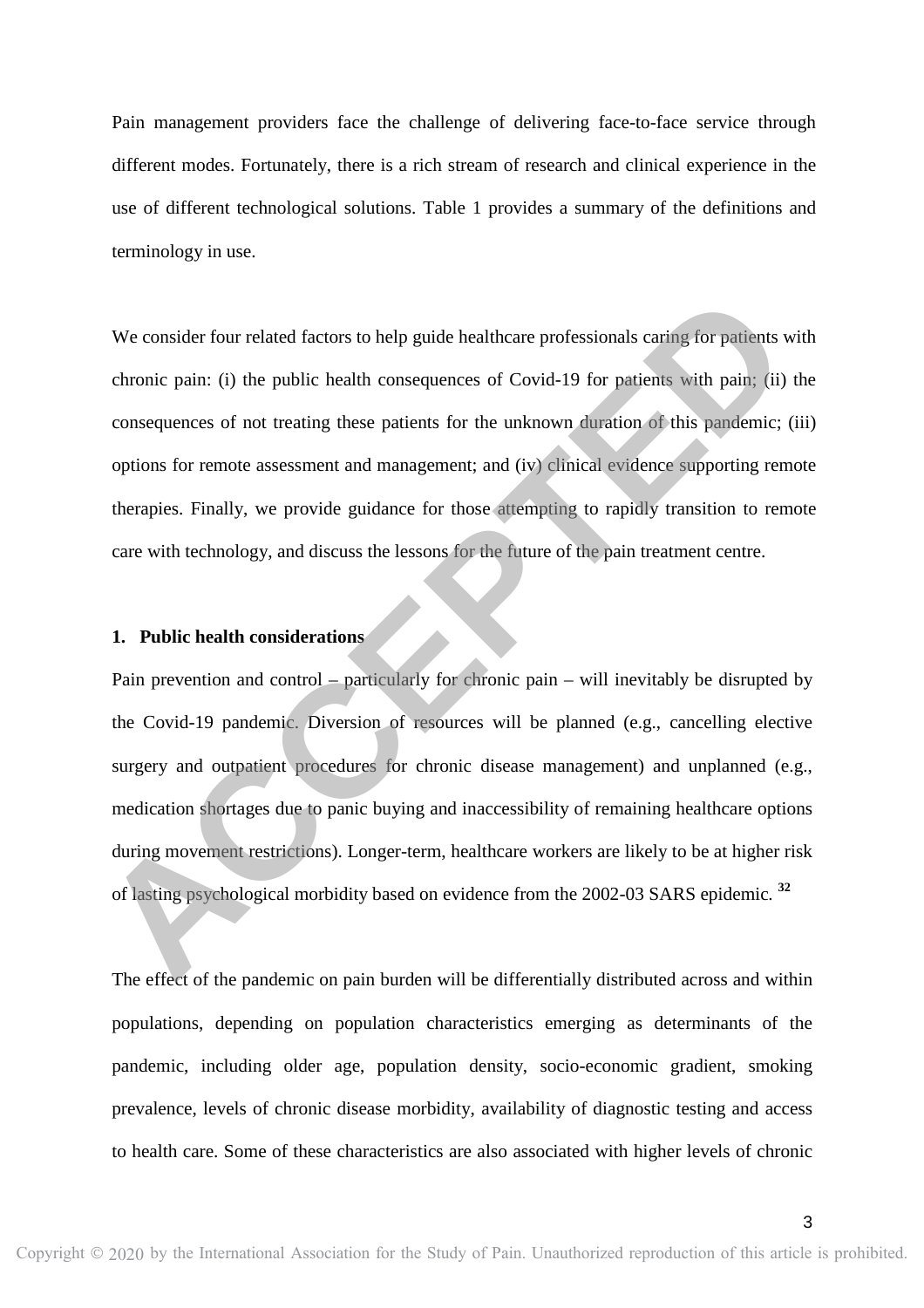Pain management providers face the challenge of delivering face-to-face service through different modes. Fortunately, there is a rich stream of research and clinical experience in the use of different technological solutions. Table 1 provides a summary of the definitions and terminology in use.

We consider four related factors to help guide healthcare professionals caring for patients with chronic pain: (i) the public health consequences of Covid-19 for patients with pain; (ii) the consequences of not treating these patients for the unknown duration of this pandemic; (iii) options for remote assessment and management; and (iv) clinical evidence supporting remote therapies. Finally, we provide guidance for those attempting to rapidly transition to remote care with technology, and discuss the lessons for the future of the pain treatment centre.

## 1. Public health considerations

Pain prevention and control – particularly for chronic pain – will inevitably be disrupted by the Covid-19 pandemic. Diversion of resources will be planned (e.g., cancelling elective surgery and outpatient procedures for chronic disease management) and unplanned (e.g., medication shortages due to panic buying and inaccessibility of remaining healthcare options during movement restrictions). Longer-term, healthcare workers are likely to be at higher risk of lasting psychological morbidity based on evidence from the 2002-03 SARS epidemic. [32]

The effect of the pandemic on pain burden will be differentially distributed across and within populations, depending on population characteristics emerging as determinants of the pandemic, including older age, population density, socio-economic gradient, smoking prevalence, levels of chronic disease morbidity, availability of diagnostic testing and access to health care. Some of these characteristics are also associated with higher levels of chronic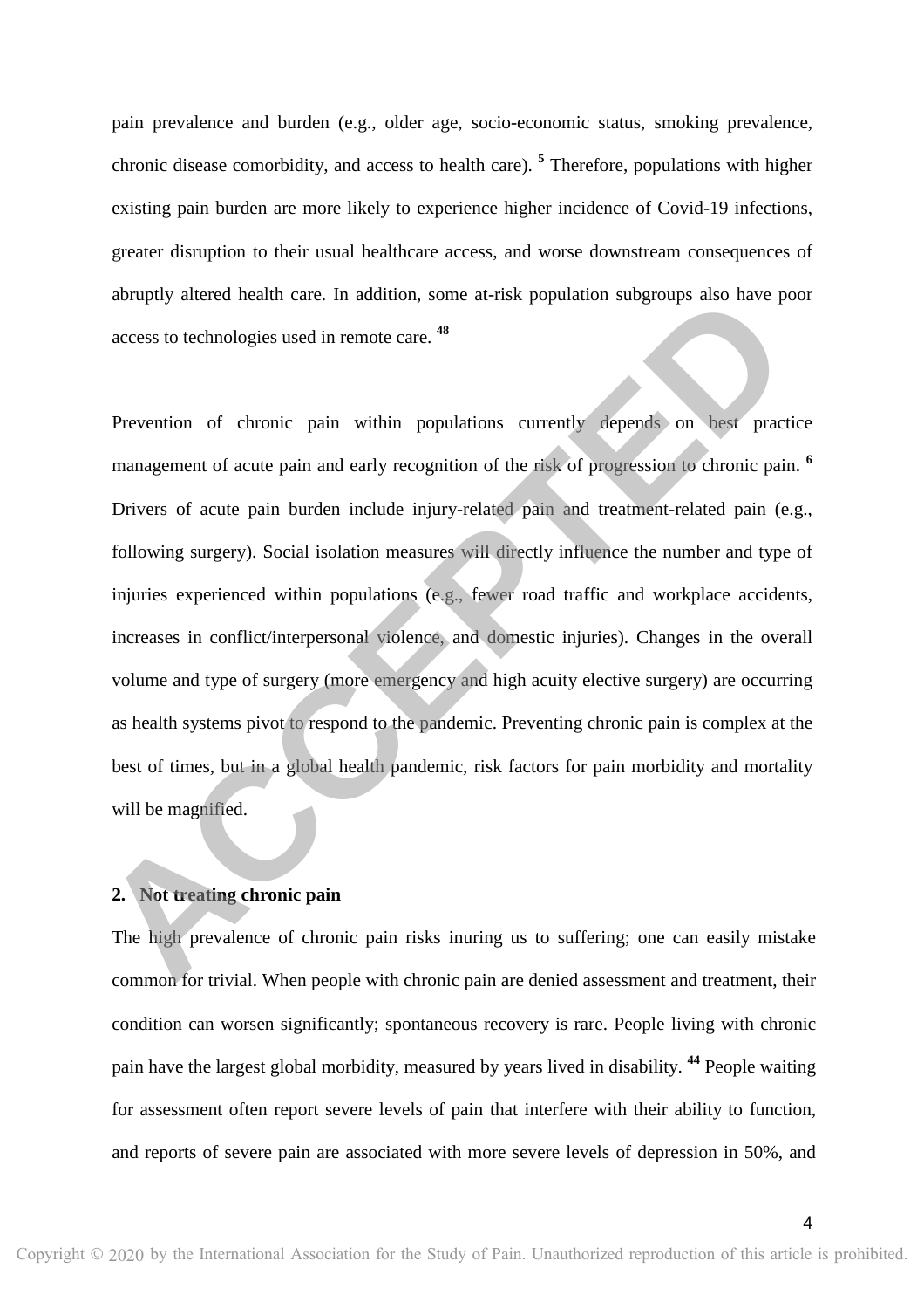pain prevalence and burden (e.g., older age, socio-economic status, smoking prevalence, chronic disease comorbidity, and access to health care).[5] Therefore, populations with higher existing pain burden are more likely to experience higher incidence of Covid-19 infections, greater disruption to their usual healthcare access, and worse downstream consequences of abruptly altered health care. In addition, some at-risk population subgroups also have poor access to technologies used in remote care.[48]

Prevention of chronic pain within populations currently depends on best practice management of acute pain and early recognition of the risk of progression to chronic pain.[6] Drivers of acute pain burden include injury-related pain and treatment-related pain (e.g., following surgery). Social isolation measures will directly influence the number and type of injuries experienced within populations (e.g., fewer road traffic and workplace accidents, increases in conflict/interpersonal violence, and domestic injuries). Changes in the overall volume and type of surgery (more emergency and high acuity elective surgery) are occurring as health systems pivot to respond to the pandemic. Preventing chronic pain is complex at the best of times, but in a global health pandemic, risk factors for pain morbidity and mortality will be magnified.

## 2. Not treating chronic pain

The high prevalence of chronic pain risks inuring us to suffering; one can easily mistake common for trivial. When people with chronic pain are denied assessment and treatment, their condition can worsen significantly; spontaneous recovery is rare. People living with chronic pain have the largest global morbidity, measured by years lived in disability.[44] People waiting for assessment often report severe levels of pain that interfere with their ability to function, and reports of severe pain are associated with more severe levels of depression in 50%, and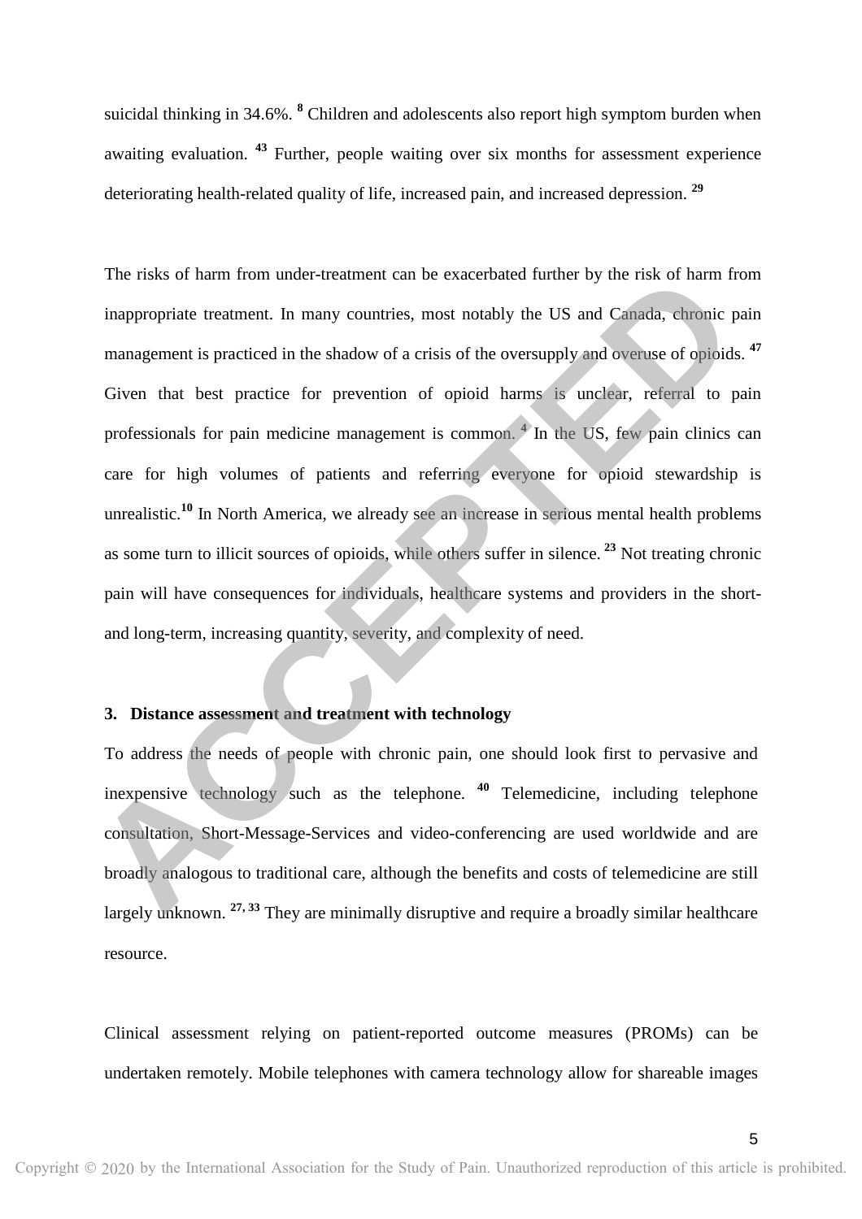suicidal thinking in 34.6%.[8] Children and adolescents also report high symptom burden when awaiting evaluation.[43] Further, people waiting over six months for assessment experience deteriorating health-related quality of life, increased pain, and increased depression.[29]

The risks of harm from under-treatment can be exacerbated further by the risk of harm from inappropriate treatment. In many countries, most notably the US and Canada, chronic pain management is practiced in the shadow of a crisis of the oversupply and overuse of opioids.[47] Given that best practice for prevention of opioid harms is unclear, referral to pain professionals for pain medicine management is common.[4] In the US, few pain clinics can care for high volumes of patients and referring everyone for opioid stewardship is unrealistic.[10] In North America, we already see an increase in serious mental health problems as some turn to illicit sources of opioids, while others suffer in silence.[23] Not treating chronic pain will have consequences for individuals, healthcare systems and providers in the short- and long-term, increasing quantity, severity, and complexity of need.

## 3. Distance assessment and treatment with technology

To address the needs of people with chronic pain, one should look first to pervasive and inexpensive technology such as the telephone.[40] Telemedicine, including telephone consultation, Short-Message-Services and video-conferencing are used worldwide and are broadly analogous to traditional care, although the benefits and costs of telemedicine are still largely unknown.[27,33] They are minimally disruptive and require a broadly similar healthcare resource.

Clinical assessment relying on patient-reported outcome measures (PROMs) can be undertaken remotely. Mobile telephones with camera technology allow for shareable images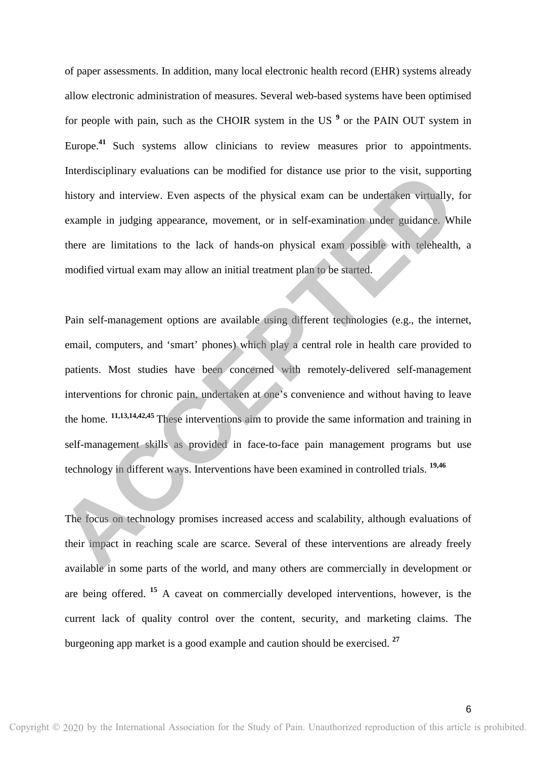of paper assessments. In addition, many local electronic health record (EHR) systems already allow electronic administration of measures. Several web-based systems have been optimised for people with pain, such as the CHOIR system in the US [9] or the PAIN OUT system in Europe.[41] Such systems allow clinicians to review measures prior to appointments. Interdisciplinary evaluations can be modified for distance use prior to the visit, supporting history and interview. Even aspects of the physical exam can be undertaken virtually, for example in judging appearance, movement, or in self-examination under guidance. While there are limitations to the lack of hands-on physical exam possible with telehealth, a modified virtual exam may allow an initial treatment plan to be started.

Pain self-management options are available using different technologies (e.g., the internet, email, computers, and 'smart' phones) which play a central role in health care provided to patients. Most studies have been concerned with remotely-delivered self-management interventions for chronic pain, undertaken at one's convenience and without having to leave the home. [11,13,14,42,45] These interventions aim to provide the same information and training in self-management skills as provided in face-to-face pain management programs but use technology in different ways. Interventions have been examined in controlled trials. [19,46]

The focus on technology promises increased access and scalability, although evaluations of their impact in reaching scale are scarce. Several of these interventions are already freely available in some parts of the world, and many others are commercially in development or are being offered. [15] A caveat on commercially developed interventions, however, is the current lack of quality control over the content, security, and marketing claims. The burgeoning app market is a good example and caution should be exercised. [27]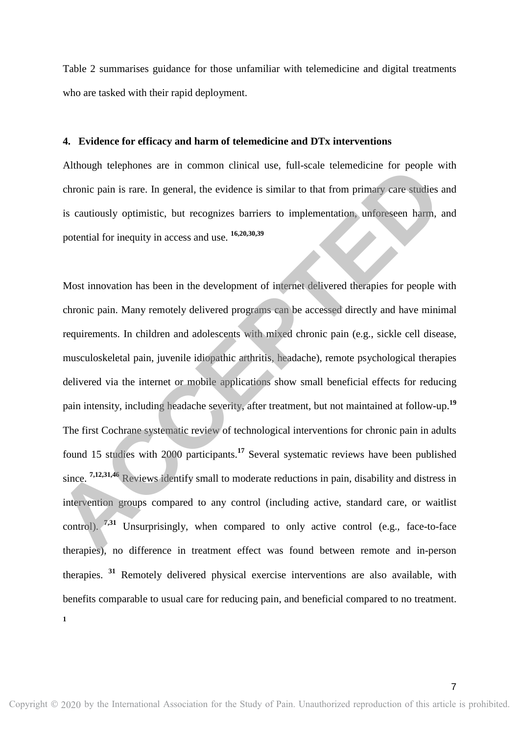Table 2 summarises guidance for those unfamiliar with telemedicine and digital treatments who are tasked with their rapid deployment.

**4. Evidence for efficacy and harm of telemedicine and DTx interventions**

Although telephones are in common clinical use, full-scale telemedicine for people with chronic pain is rare. In general, the evidence is similar to that from primary care studies and is cautiously optimistic, but recognizes barriers to implementation, unforeseen harm, and potential for inequity in access and use. [16,20,30,39]

Most innovation has been in the development of internet delivered therapies for people with chronic pain. Many remotely delivered programs can be accessed directly and have minimal requirements. In children and adolescents with mixed chronic pain (e.g., sickle cell disease, musculoskeletal pain, juvenile idiopathic arthritis, headache), remote psychological therapies delivered via the internet or mobile applications show small beneficial effects for reducing pain intensity, including headache severity, after treatment, but not maintained at follow-up.[19] The first Cochrane systematic review of technological interventions for chronic pain in adults found 15 studies with 2000 participants.[17] Several systematic reviews have been published since. [7,12,31,46] Reviews identify small to moderate reductions in pain, disability and distress in intervention groups compared to any control (including active, standard care, or waitlist control). [7,31] Unsurprisingly, when compared to only active control (e.g., face-to-face therapies), no difference in treatment effect was found between remote and in-person therapies. [31] Remotely delivered physical exercise interventions are also available, with benefits comparable to usual care for reducing pain, and beneficial compared to no treatment. [1]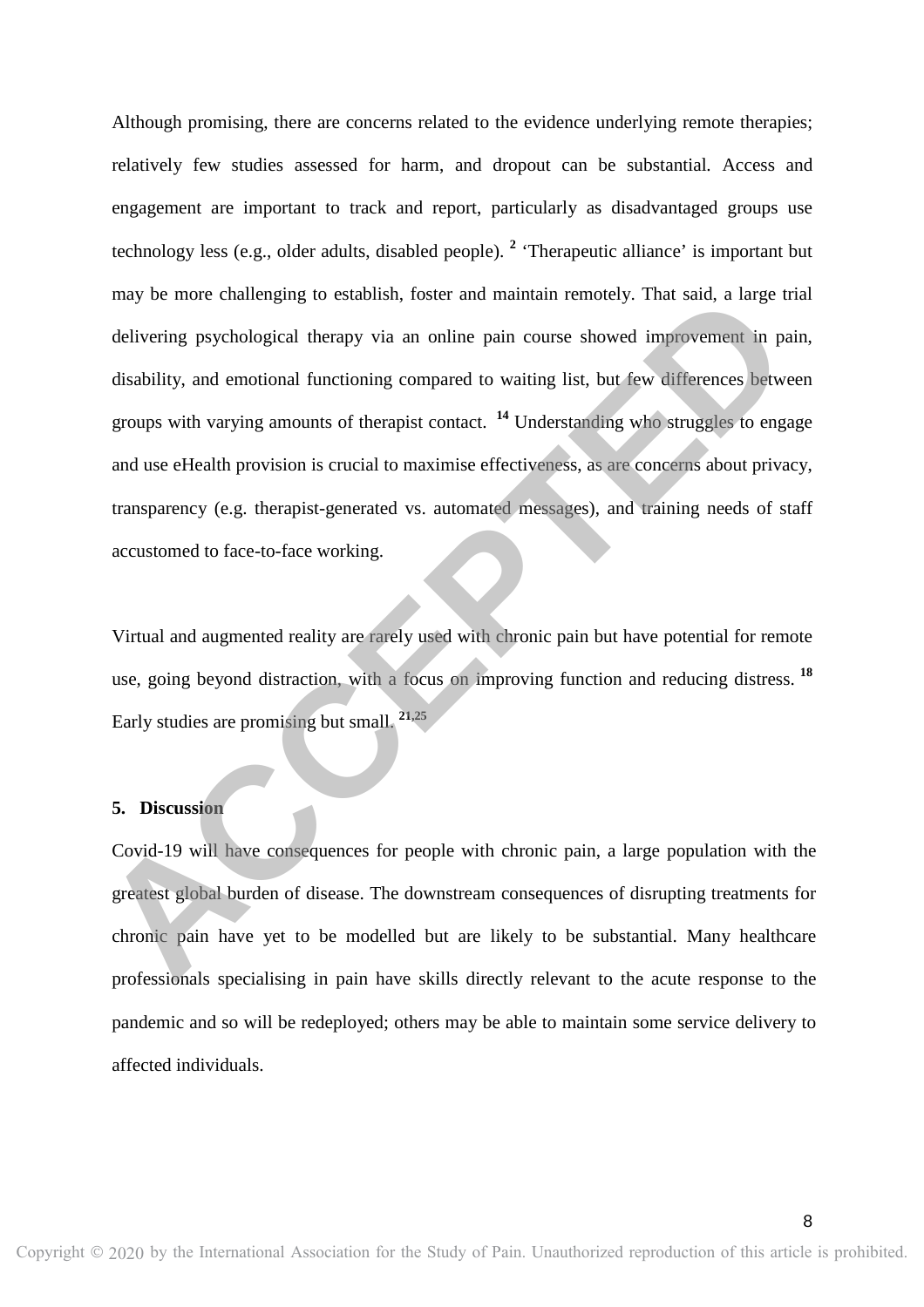Although promising, there are concerns related to the evidence underlying remote therapies; relatively few studies assessed for harm, and dropout can be substantial. Access and engagement are important to track and report, particularly as disadvantaged groups use technology less (e.g., older adults, disabled people). [2] 'Therapeutic alliance' is important but may be more challenging to establish, foster and maintain remotely. That said, a large trial delivering psychological therapy via an online pain course showed improvement in pain, disability, and emotional functioning compared to waiting list, but few differences between groups with varying amounts of therapist contact. [14] Understanding who struggles to engage and use eHealth provision is crucial to maximise effectiveness, as are concerns about privacy, transparency (e.g. therapist-generated vs. automated messages), and training needs of staff accustomed to face-to-face working.

Virtual and augmented reality are rarely used with chronic pain but have potential for remote use, going beyond distraction, with a focus on improving function and reducing distress. [18] Early studies are promising but small. [21,25]

## 5. Discussion

Covid-19 will have consequences for people with chronic pain, a large population with the greatest global burden of disease. The downstream consequences of disrupting treatments for chronic pain have yet to be modelled but are likely to be substantial. Many healthcare professionals specialising in pain have skills directly relevant to the acute response to the pandemic and so will be redeployed; others may be able to maintain some service delivery to affected individuals.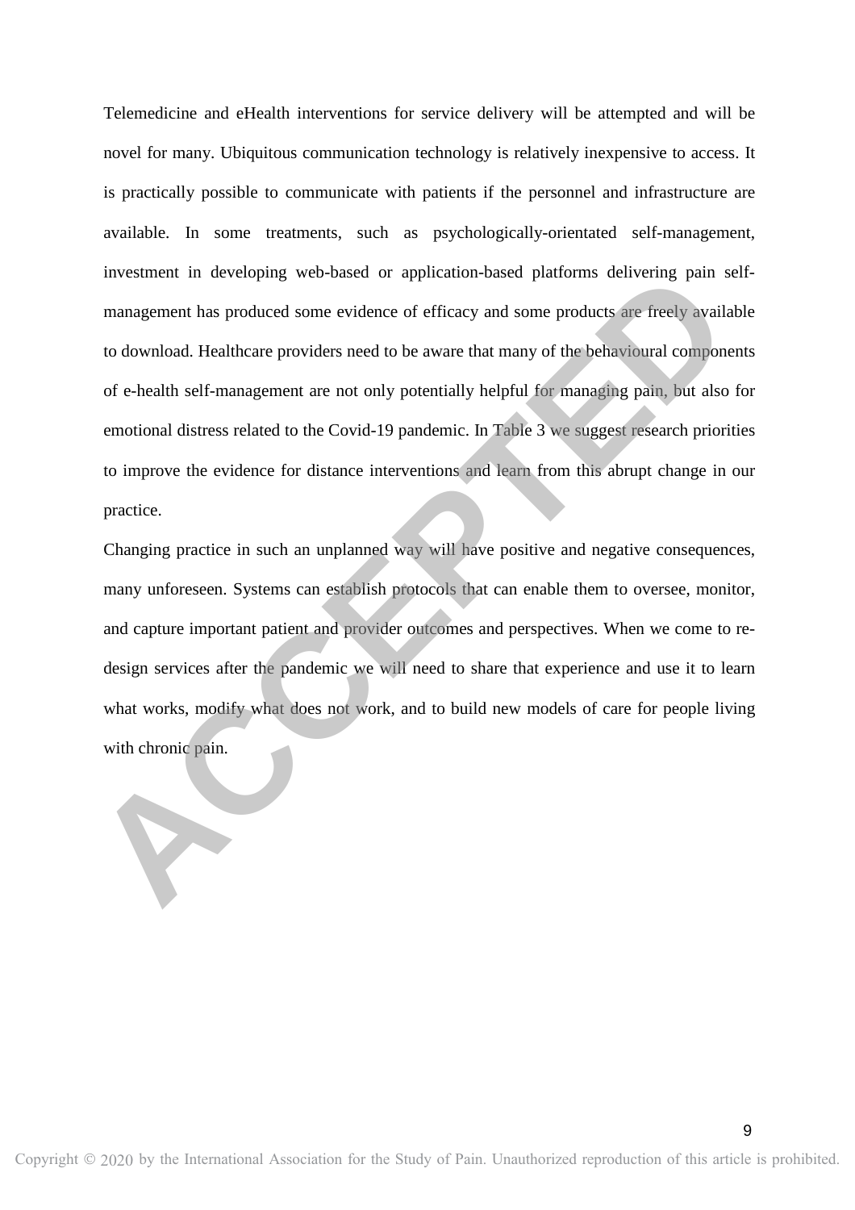Telemedicine and eHealth interventions for service delivery will be attempted and will be novel for many. Ubiquitous communication technology is relatively inexpensive to access. It is practically possible to communicate with patients if the personnel and infrastructure are available. In some treatments, such as psychologically-orientated self-management, investment in developing web-based or application-based platforms delivering pain self-management has produced some evidence of efficacy and some products are freely available to download. Healthcare providers need to be aware that many of the behavioural components of e-health self-management are not only potentially helpful for managing pain, but also for emotional distress related to the Covid-19 pandemic. In Table 3 we suggest research priorities to improve the evidence for distance interventions and learn from this abrupt change in our practice.

Changing practice in such an unplanned way will have positive and negative consequences, many unforeseen. Systems can establish protocols that can enable them to oversee, monitor, and capture important patient and provider outcomes and perspectives. When we come to re-design services after the pandemic we will need to share that experience and use it to learn what works, modify what does not work, and to build new models of care for people living with chronic pain.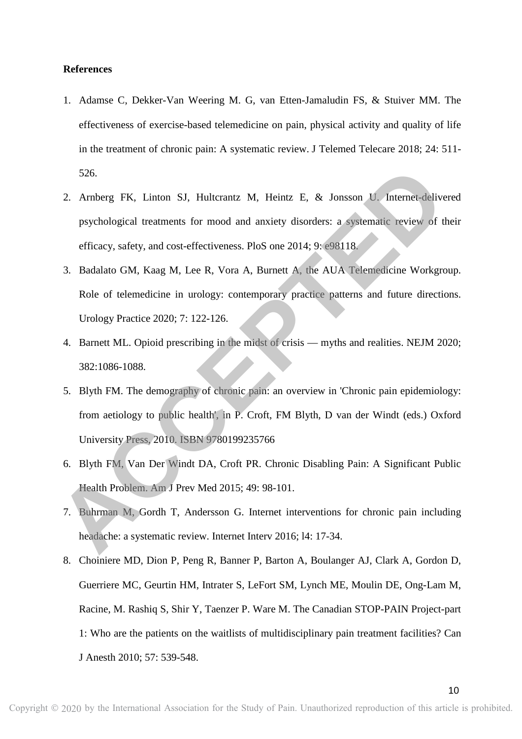**References**

1. Adamse C, Dekker-Van Weering M. G, van Etten-Jamaludin FS, & Stuiver MM. The effectiveness of exercise-based telemedicine on pain, physical activity and quality of life in the treatment of chronic pain: A systematic review. J Telemed Telecare 2018; 24: 511-526.
2. Arnberg FK, Linton SJ, Hultcrantz M, Heintz E, & Jonsson U. Internet-delivered psychological treatments for mood and anxiety disorders: a systematic review of their efficacy, safety, and cost-effectiveness. PloS one 2014; 9: e98118.
3. Badalato GM, Kaag M, Lee R, Vora A, Burnett A, the AUA Telemedicine Workgroup. Role of telemedicine in urology: contemporary practice patterns and future directions. Urology Practice 2020; 7: 122-126.
4. Barnett ML. Opioid prescribing in the midst of crisis — myths and realities. NEJM 2020; 382:1086-1088.
5. Blyth FM. The demography of chronic pain: an overview in 'Chronic pain epidemiology: from aetiology to public health', in P. Croft, FM Blyth, D van der Windt (eds.) Oxford University Press, 2010. ISBN 9780199235766
6. Blyth FM, Van Der Windt DA, Croft PR. Chronic Disabling Pain: A Significant Public Health Problem. Am J Prev Med 2015; 49: 98-101.
7. Buhrman M, Gordh T, Andersson G. Internet interventions for chronic pain including headache: a systematic review. Internet Interv 2016; l4: 17-34.
8. Choiniere MD, Dion P, Peng R, Banner P, Barton A, Boulanger AJ, Clark A, Gordon D, Guerriere MC, Geurtin HM, Intrater S, LeFort SM, Lynch ME, Moulin DE, Ong-Lam M, Racine, M. Rashiq S, Shir Y, Taenzer P. Ware M. The Canadian STOP-PAIN Project-part 1: Who are the patients on the waitlists of multidisciplinary pain treatment facilities? Can J Anesth 2010; 57: 539-548.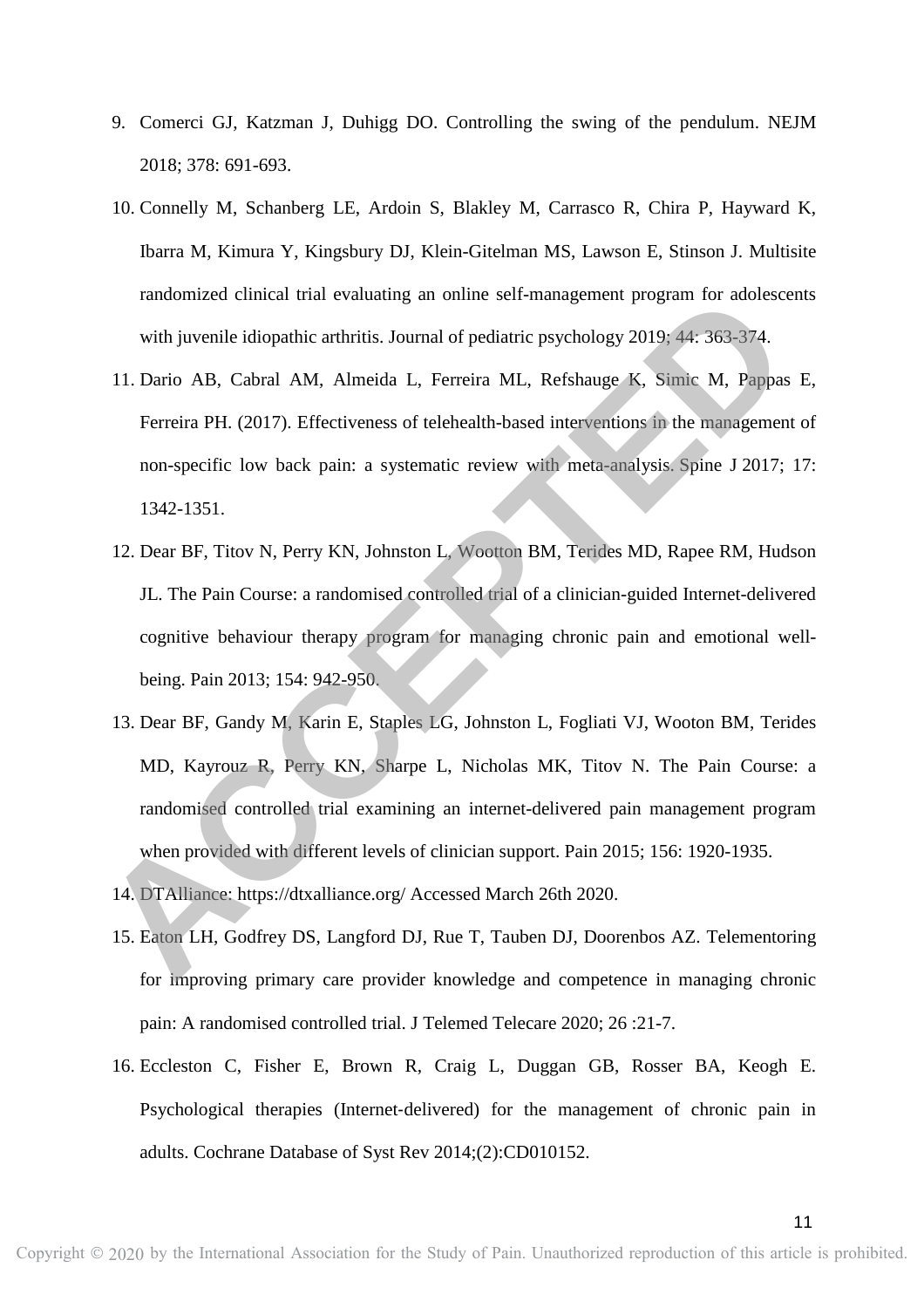9. Comerci GJ, Katzman J, Duhigg DO. Controlling the swing of the pendulum. NEJM 2018; 378: 691-693.
10. Connelly M, Schanberg LE, Ardoin S, Blakley M, Carrasco R, Chira P, Hayward K, Ibarra M, Kimura Y, Kingsbury DJ, Klein-Gitelman MS, Lawson E, Stinson J. Multisite randomized clinical trial evaluating an online self-management program for adolescents with juvenile idiopathic arthritis. Journal of pediatric psychology 2019; 44: 363-374.
11. Dario AB, Cabral AM, Almeida L, Ferreira ML, Refshauge K, Simic M, Pappas E, Ferreira PH. (2017). Effectiveness of telehealth-based interventions in the management of non-specific low back pain: a systematic review with meta-analysis. Spine J 2017; 17: 1342-1351.
12. Dear BF, Titov N, Perry KN, Johnston L, Wootton BM, Terides MD, Rapee RM, Hudson JL. The Pain Course: a randomised controlled trial of a clinician-guided Internet-delivered cognitive behaviour therapy program for managing chronic pain and emotional well-being. Pain 2013; 154: 942-950.
13. Dear BF, Gandy M, Karin E, Staples LG, Johnston L, Fogliati VJ, Wooton BM, Terides MD, Kayrouz R, Perry KN, Sharpe L, Nicholas MK, Titov N. The Pain Course: a randomised controlled trial examining an internet-delivered pain management program when provided with different levels of clinician support. Pain 2015; 156: 1920-1935.
14. DTAlliance: https://dtxalliance.org/ Accessed March 26th 2020.
15. Eaton LH, Godfrey DS, Langford DJ, Rue T, Tauben DJ, Doorenbos AZ. Telementoring for improving primary care provider knowledge and competence in managing chronic pain: A randomised controlled trial. J Telemed Telecare 2020; 26 :21-7.
16. Eccleston C, Fisher E, Brown R, Craig L, Duggan GB, Rosser BA, Keogh E. Psychological therapies (Internet-delivered) for the management of chronic pain in adults. Cochrane Database of Syst Rev 2014;(2):CD010152.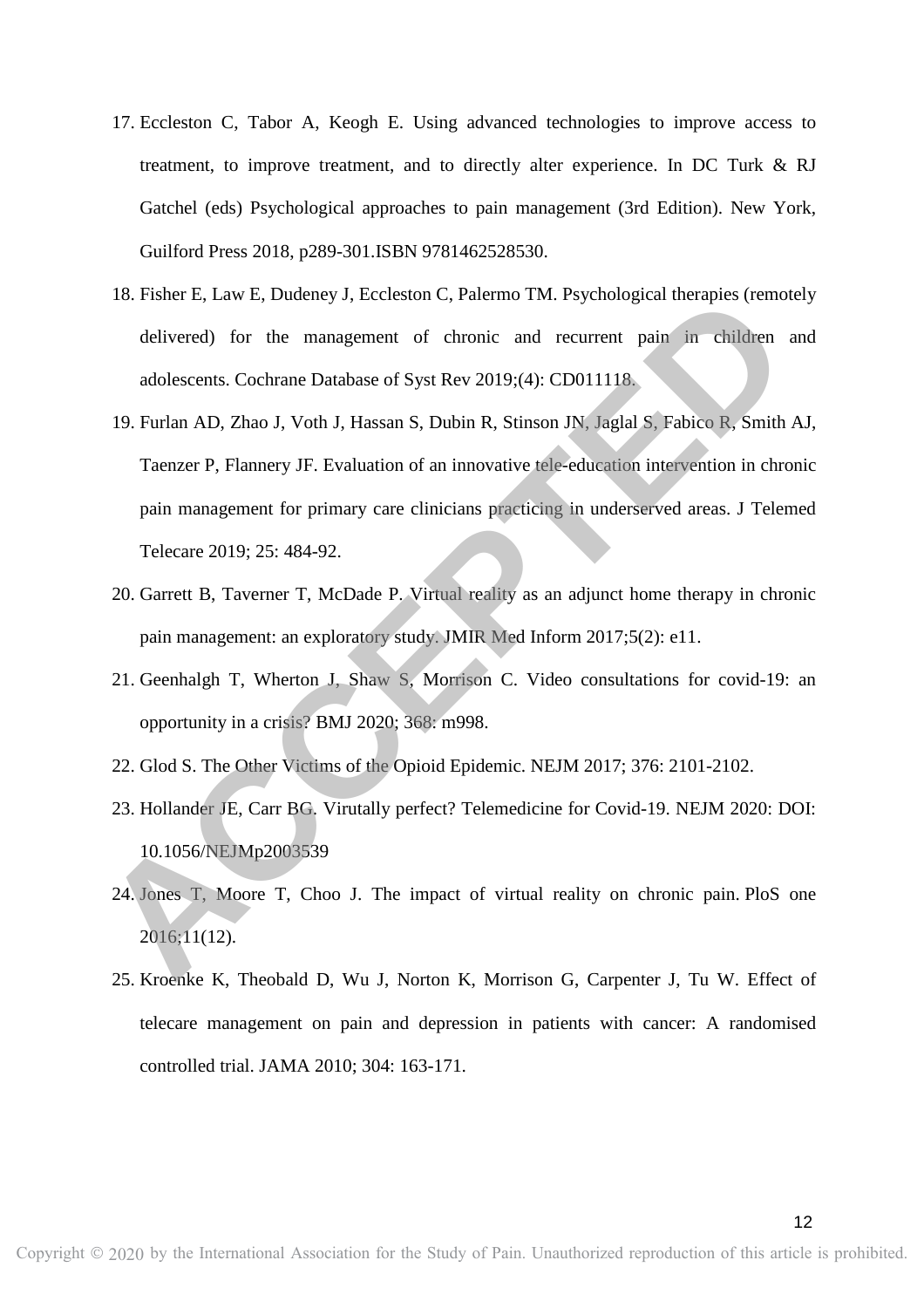17. Eccleston C, Tabor A, Keogh E. Using advanced technologies to improve access to treatment, to improve treatment, and to directly alter experience. In DC Turk & RJ Gatchel (eds) Psychological approaches to pain management (3rd Edition). New York, Guilford Press 2018, p289-301.ISBN 9781462528530.
18. Fisher E, Law E, Dudeney J, Eccleston C, Palermo TM. Psychological therapies (remotely delivered) for the management of chronic and recurrent pain in children and adolescents. Cochrane Database of Syst Rev 2019;(4): CD011118.
19. Furlan AD, Zhao J, Voth J, Hassan S, Dubin R, Stinson JN, Jaglal S, Fabico R, Smith AJ, Taenzer P, Flannery JF. Evaluation of an innovative tele-education intervention in chronic pain management for primary care clinicians practicing in underserved areas. J Telemed Telecare 2019; 25: 484-92.
20. Garrett B, Taverner T, McDade P. Virtual reality as an adjunct home therapy in chronic pain management: an exploratory study. JMIR Med Inform 2017;5(2): e11.
21. Geenhalgh T, Wherton J, Shaw S, Morrison C. Video consultations for covid-19: an opportunity in a crisis? BMJ 2020; 368: m998.
22. Glod S. The Other Victims of the Opioid Epidemic. NEJM 2017; 376: 2101-2102.
23. Hollander JE, Carr BG. Virutally perfect? Telemedicine for Covid-19. NEJM 2020: DOI: 10.1056/NEJMp2003539
24. Jones T, Moore T, Choo J. The impact of virtual reality on chronic pain. PloS one 2016;11(12).
25. Kroenke K, Theobald D, Wu J, Norton K, Morrison G, Carpenter J, Tu W. Effect of telecare management on pain and depression in patients with cancer: A randomised controlled trial. JAMA 2010; 304: 163-171.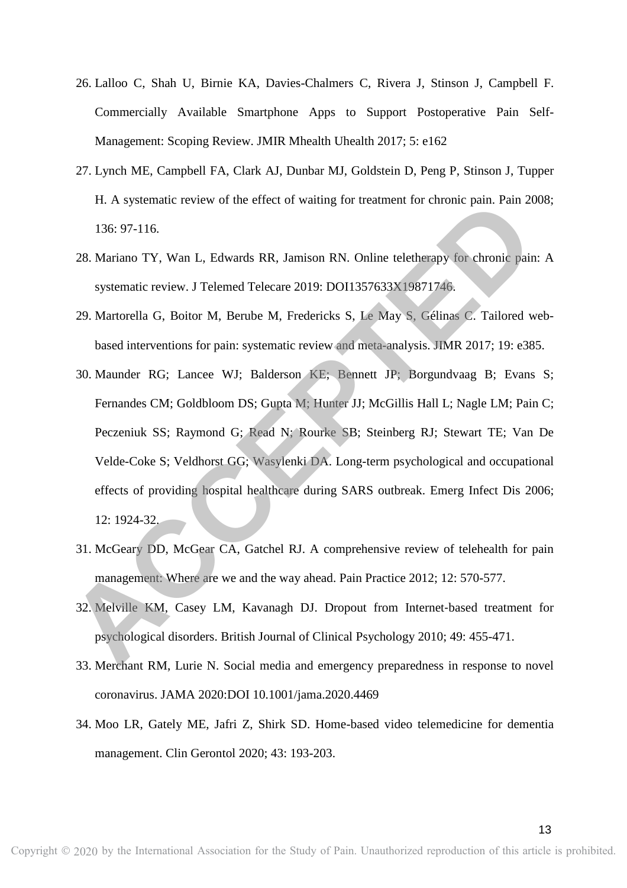26. Lalloo C, Shah U, Birnie KA, Davies-Chalmers C, Rivera J, Stinson J, Campbell F. Commercially Available Smartphone Apps to Support Postoperative Pain Self-Management: Scoping Review. JMIR Mhealth Uhealth 2017; 5: e162
27. Lynch ME, Campbell FA, Clark AJ, Dunbar MJ, Goldstein D, Peng P, Stinson J, Tupper H. A systematic review of the effect of waiting for treatment for chronic pain. Pain 2008; 136: 97-116.
28. Mariano TY, Wan L, Edwards RR, Jamison RN. Online teletherapy for chronic pain: A systematic review. J Telemed Telecare 2019: DOI1357633X19871746.
29. Martorella G, Boitor M, Berube M, Fredericks S, Le May S, Gélinas C. Tailored web-based interventions for pain: systematic review and meta-analysis. JIMR 2017; 19: e385.
30. Maunder RG; Lancee WJ; Balderson KE; Bennett JP; Borgundvaag B; Evans S; Fernandes CM; Goldbloom DS; Gupta M; Hunter JJ; McGillis Hall L; Nagle LM; Pain C; Peczeniuk SS; Raymond G; Read N; Rourke SB; Steinberg RJ; Stewart TE; Van De Velde-Coke S; Veldhorst GG; Wasylenki DA. Long-term psychological and occupational effects of providing hospital healthcare during SARS outbreak. Emerg Infect Dis 2006; 12: 1924-32.
31. McGeary DD, McGear CA, Gatchel RJ. A comprehensive review of telehealth for pain management: Where are we and the way ahead. Pain Practice 2012; 12: 570-577.
32. Melville KM, Casey LM, Kavanagh DJ. Dropout from Internet-based treatment for psychological disorders. British Journal of Clinical Psychology 2010; 49: 455-471.
33. Merchant RM, Lurie N. Social media and emergency preparedness in response to novel coronavirus. JAMA 2020:DOI 10.1001/jama.2020.4469
34. Moo LR, Gately ME, Jafri Z, Shirk SD. Home-based video telemedicine for dementia management. Clin Gerontol 2020; 43: 193-203.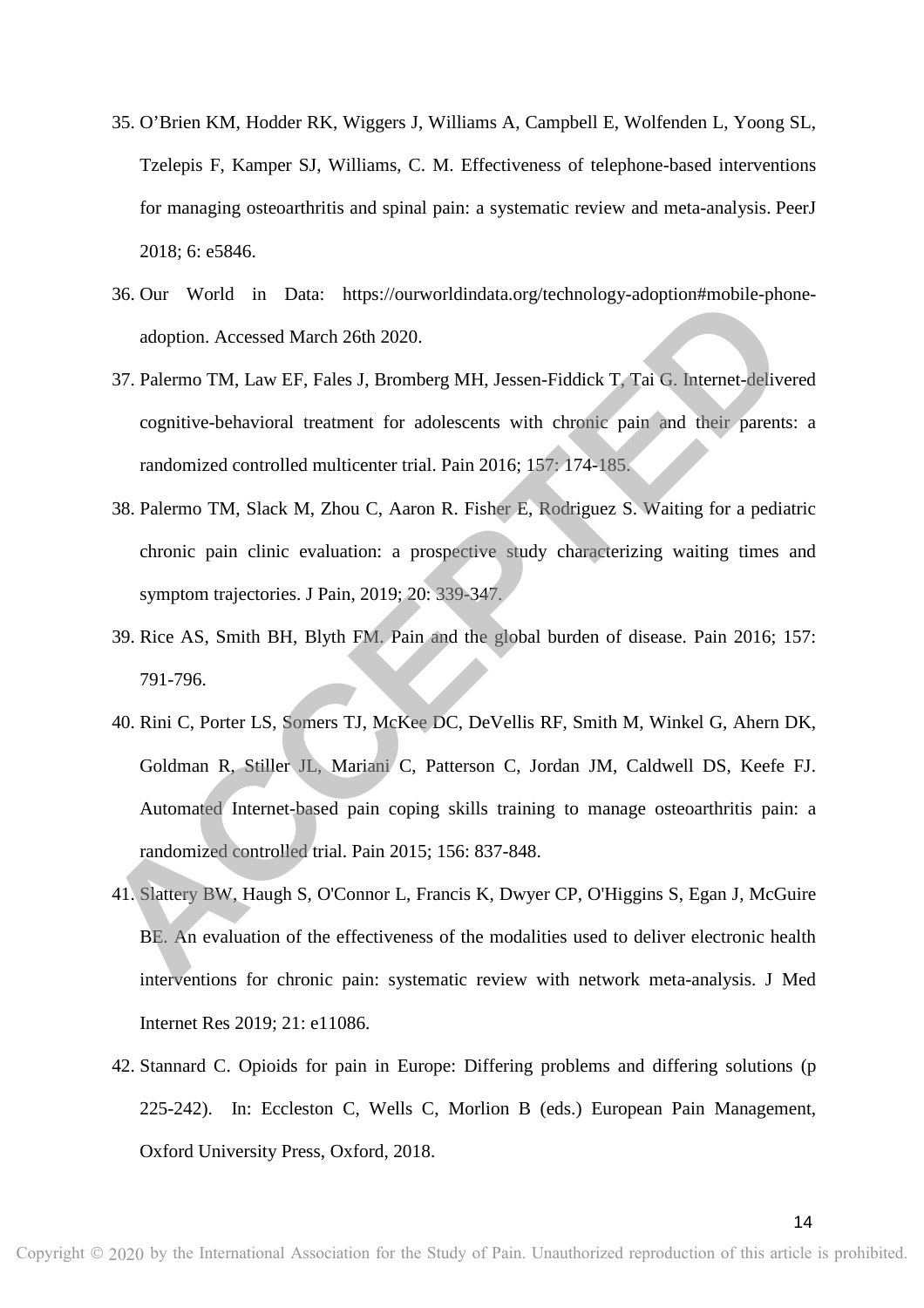35. O'Brien KM, Hodder RK, Wiggers J, Williams A, Campbell E, Wolfenden L, Yoong SL, Tzelepis F, Kamper SJ, Williams, C. M. Effectiveness of telephone-based interventions for managing osteoarthritis and spinal pain: a systematic review and meta-analysis. PeerJ 2018; 6: e5846.

36. Our World in Data: https://ourworldindata.org/technology-adoption#mobile-phone-adoption. Accessed March 26th 2020.

37. Palermo TM, Law EF, Fales J, Bromberg MH, Jessen-Fiddick T, Tai G. Internet-delivered cognitive-behavioral treatment for adolescents with chronic pain and their parents: a randomized controlled multicenter trial. Pain 2016; 157: 174-185.

38. Palermo TM, Slack M, Zhou C, Aaron R. Fisher E, Rodriguez S. Waiting for a pediatric chronic pain clinic evaluation: a prospective study characterizing waiting times and symptom trajectories. J Pain, 2019; 20: 339-347.

39. Rice AS, Smith BH, Blyth FM. Pain and the global burden of disease. Pain 2016; 157: 791-796.

40. Rini C, Porter LS, Somers TJ, McKee DC, DeVellis RF, Smith M, Winkel G, Ahern DK, Goldman R, Stiller JL, Mariani C, Patterson C, Jordan JM, Caldwell DS, Keefe FJ. Automated Internet-based pain coping skills training to manage osteoarthritis pain: a randomized controlled trial. Pain 2015; 156: 837-848.

41. Slattery BW, Haugh S, O'Connor L, Francis K, Dwyer CP, O'Higgins S, Egan J, McGuire BE. An evaluation of the effectiveness of the modalities used to deliver electronic health interventions for chronic pain: systematic review with network meta-analysis. J Med Internet Res 2019; 21: e11086.

42. Stannard C. Opioids for pain in Europe: Differing problems and differing solutions (p 225-242). In: Eccleston C, Wells C, Morlion B (eds.) European Pain Management, Oxford University Press, Oxford, 2018.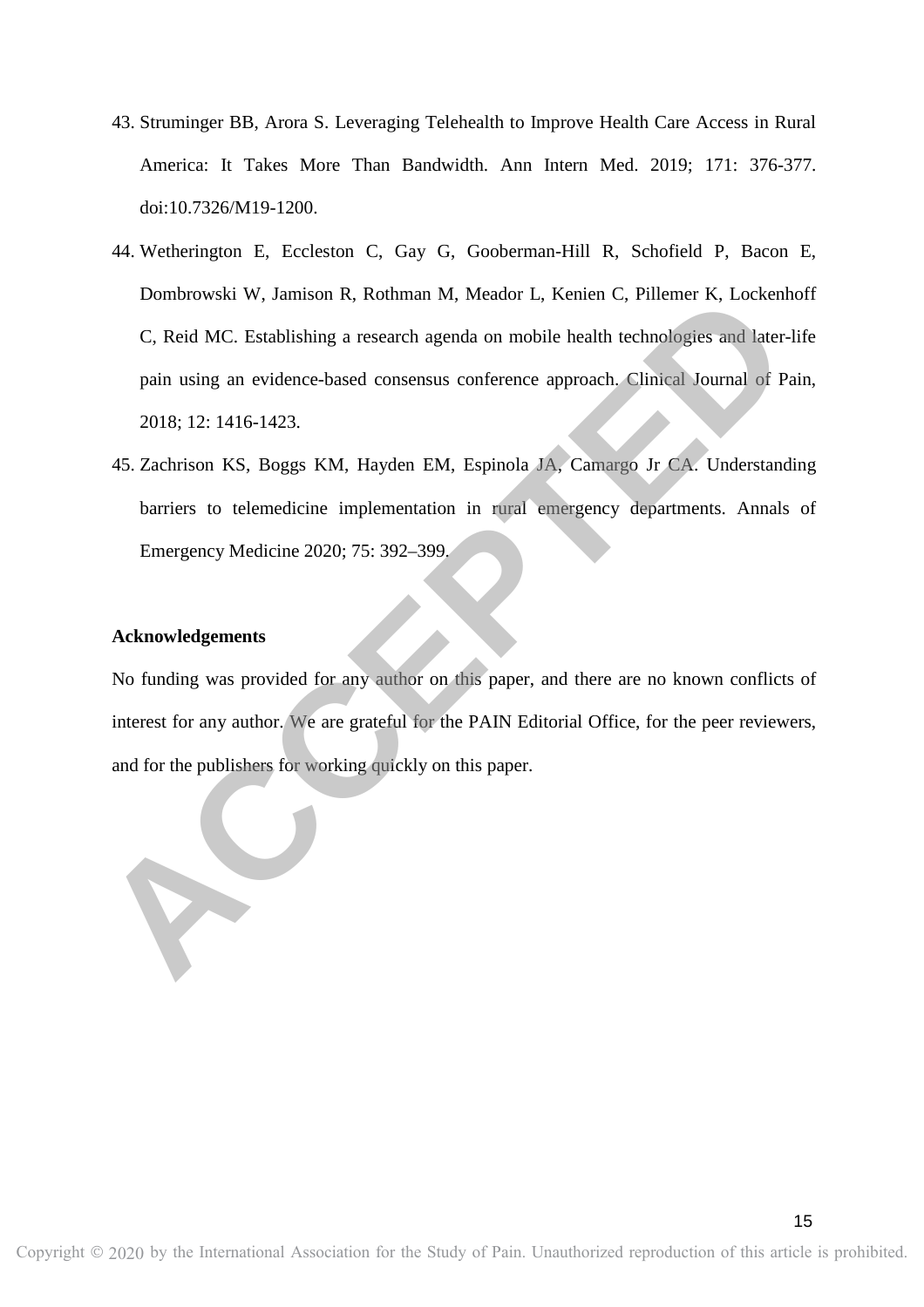43. Struminger BB, Arora S. Leveraging Telehealth to Improve Health Care Access in Rural America: It Takes More Than Bandwidth. Ann Intern Med. 2019; 171: 376-377. doi:10.7326/M19-1200.

44. Wetherington E, Eccleston C, Gay G, Gooberman-Hill R, Schofield P, Bacon E, Dombrowski W, Jamison R, Rothman M, Meador L, Kenien C, Pillemer K, Lockenhoff C, Reid MC. Establishing a research agenda on mobile health technologies and later-life pain using an evidence-based consensus conference approach. Clinical Journal of Pain, 2018; 12: 1416-1423.

45. Zachrison KS, Boggs KM, Hayden EM, Espinola JA, Camargo Jr CA. Understanding barriers to telemedicine implementation in rural emergency departments. Annals of Emergency Medicine 2020; 75: 392–399.

**Acknowledgements**

No funding was provided for any author on this paper, and there are no known conflicts of interest for any author. We are grateful for the PAIN Editorial Office, for the peer reviewers, and for the publishers for working quickly on this paper.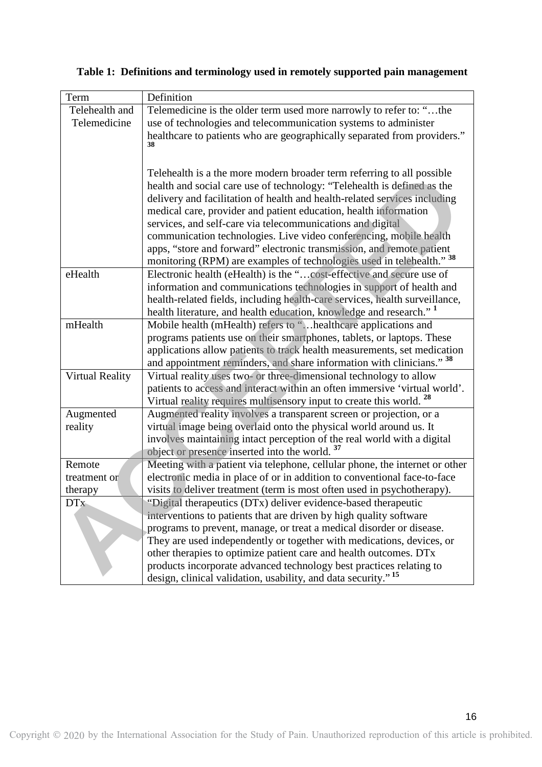**Table 1: Definitions and terminology used in remotely supported pain management**

| Term | Definition |
|---|---|
| Telehealth and Telemedicine | Telemedicine is the older term used more narrowly to refer to: "…the use of technologies and telecommunication systems to administer healthcare to patients who are geographically separated from providers." [38] <br><br> Telehealth is a the more modern broader term referring to all possible health and social care use of technology: "Telehealth is defined as the delivery and facilitation of health and health-related services including medical care, provider and patient education, health information services, and self-care via telecommunications and digital communication technologies. Live video conferencing, mobile health apps, "store and forward" electronic transmission, and remote patient monitoring (RPM) are examples of technologies used in telehealth." [38] |
| eHealth | Electronic health (eHealth) is the "…cost-effective and secure use of information and communications technologies in support of health and health-related fields, including health-care services, health surveillance, health literature, and health education, knowledge and research." [1] |
| mHealth | Mobile health (mHealth) refers to "…healthcare applications and programs patients use on their smartphones, tablets, or laptops. These applications allow patients to track health measurements, set medication and appointment reminders, and share information with clinicians." [38] |
| Virtual Reality | Virtual reality uses two- or three-dimensional technology to allow patients to access and interact within an often immersive 'virtual world'. Virtual reality requires multisensory input to create this world. [28] |
| Augmented reality | Augmented reality involves a transparent screen or projection, or a virtual image being overlaid onto the physical world around us. It involves maintaining intact perception of the real world with a digital object or presence inserted into the world. [37] |
| Remote treatment or therapy | Meeting with a patient via telephone, cellular phone, the internet or other electronic media in place of or in addition to conventional face-to-face visits to deliver treatment (term is most often used in psychotherapy). |
| DTx | "Digital therapeutics (DTx) deliver evidence-based therapeutic interventions to patients that are driven by high quality software programs to prevent, manage, or treat a medical disorder or disease. They are used independently or together with medications, devices, or other therapies to optimize patient care and health outcomes. DTx products incorporate advanced technology best practices relating to design, clinical validation, usability, and data security." [15] |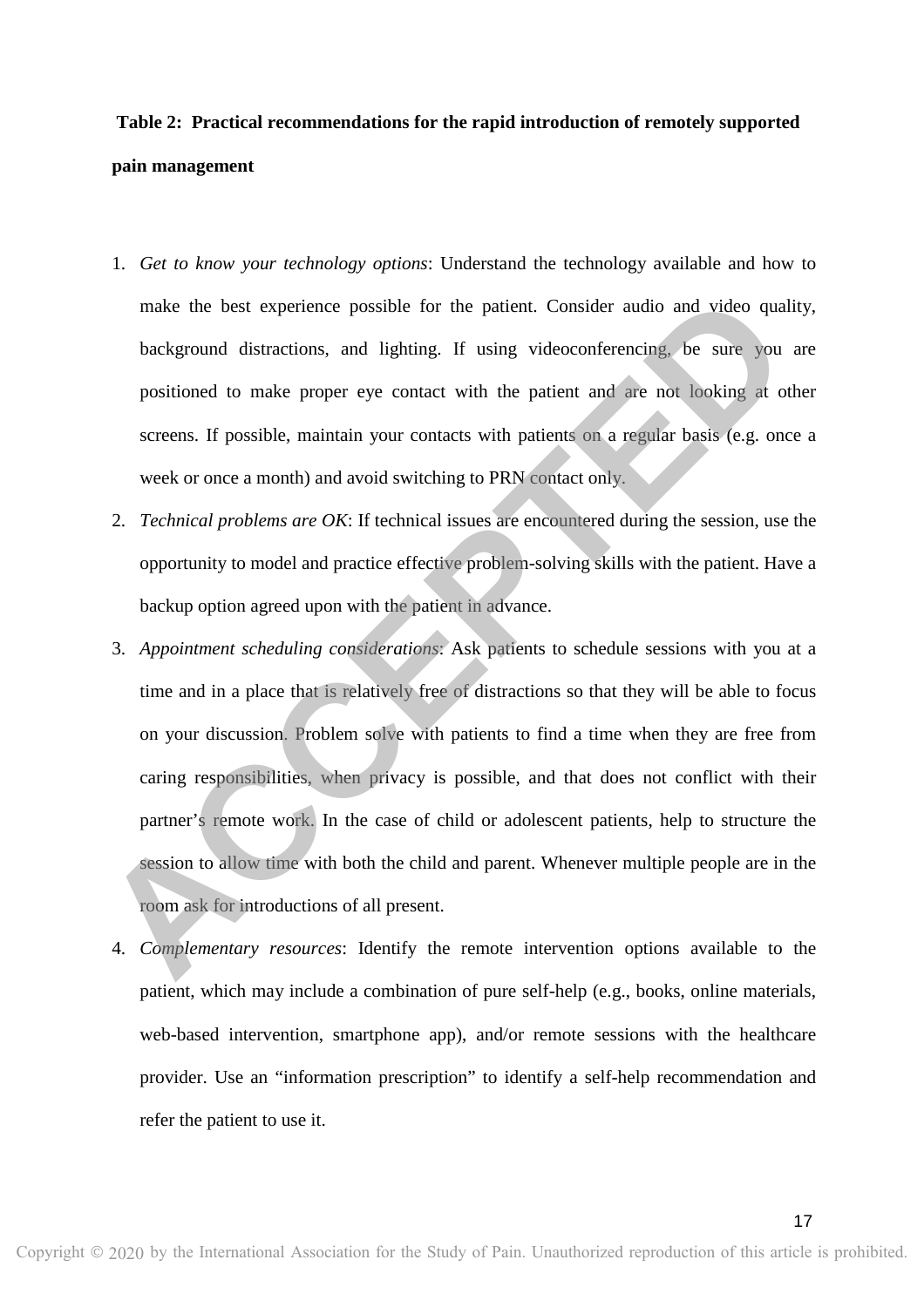**Table 2: Practical recommendations for the rapid introduction of remotely supported pain management**

1. *Get to know your technology options*: Understand the technology available and how to make the best experience possible for the patient. Consider audio and video quality, background distractions, and lighting. If using videoconferencing, be sure you are positioned to make proper eye contact with the patient and are not looking at other screens. If possible, maintain your contacts with patients on a regular basis (e.g. once a week or once a month) and avoid switching to PRN contact only.
2. *Technical problems are OK*: If technical issues are encountered during the session, use the opportunity to model and practice effective problem-solving skills with the patient. Have a backup option agreed upon with the patient in advance.
3. *Appointment scheduling considerations*: Ask patients to schedule sessions with you at a time and in a place that is relatively free of distractions so that they will be able to focus on your discussion. Problem solve with patients to find a time when they are free from caring responsibilities, when privacy is possible, and that does not conflict with their partner's remote work. In the case of child or adolescent patients, help to structure the session to allow time with both the child and parent. Whenever multiple people are in the room ask for introductions of all present.
4. *Complementary resources*: Identify the remote intervention options available to the patient, which may include a combination of pure self-help (e.g., books, online materials, web-based intervention, smartphone app), and/or remote sessions with the healthcare provider. Use an "information prescription" to identify a self-help recommendation and refer the patient to use it.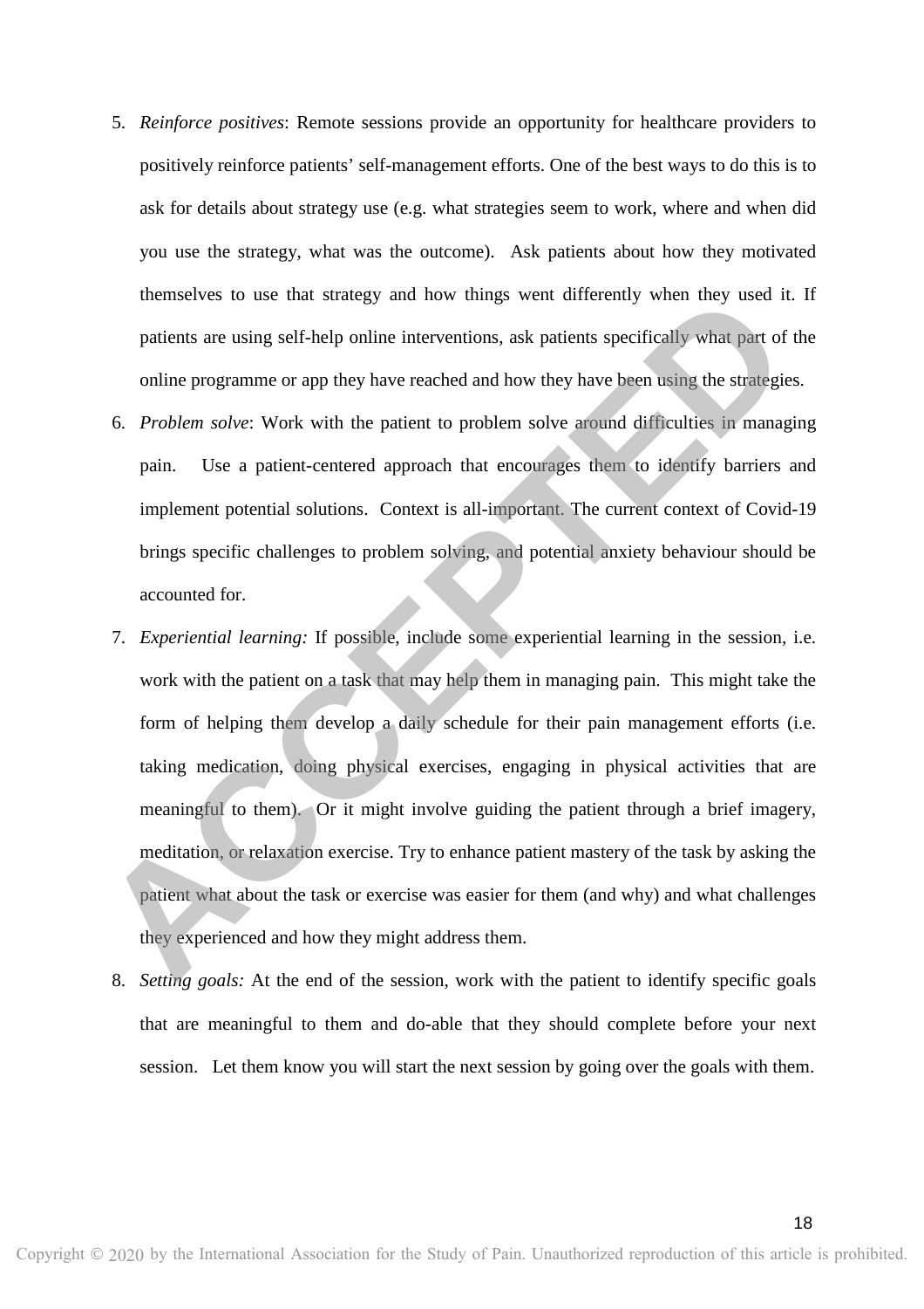5. *Reinforce positives*: Remote sessions provide an opportunity for healthcare providers to positively reinforce patients' self-management efforts. One of the best ways to do this is to ask for details about strategy use (e.g. what strategies seem to work, where and when did you use the strategy, what was the outcome). Ask patients about how they motivated themselves to use that strategy and how things went differently when they used it. If patients are using self-help online interventions, ask patients specifically what part of the online programme or app they have reached and how they have been using the strategies.
6. *Problem solve*: Work with the patient to problem solve around difficulties in managing pain. Use a patient-centered approach that encourages them to identify barriers and implement potential solutions. Context is all-important. The current context of Covid-19 brings specific challenges to problem solving, and potential anxiety behaviour should be accounted for.
7. *Experiential learning:* If possible, include some experiential learning in the session, i.e. work with the patient on a task that may help them in managing pain. This might take the form of helping them develop a daily schedule for their pain management efforts (i.e. taking medication, doing physical exercises, engaging in physical activities that are meaningful to them). Or it might involve guiding the patient through a brief imagery, meditation, or relaxation exercise. Try to enhance patient mastery of the task by asking the patient what about the task or exercise was easier for them (and why) and what challenges they experienced and how they might address them.
8. *Setting goals:* At the end of the session, work with the patient to identify specific goals that are meaningful to them and do-able that they should complete before your next session. Let them know you will start the next session by going over the goals with them.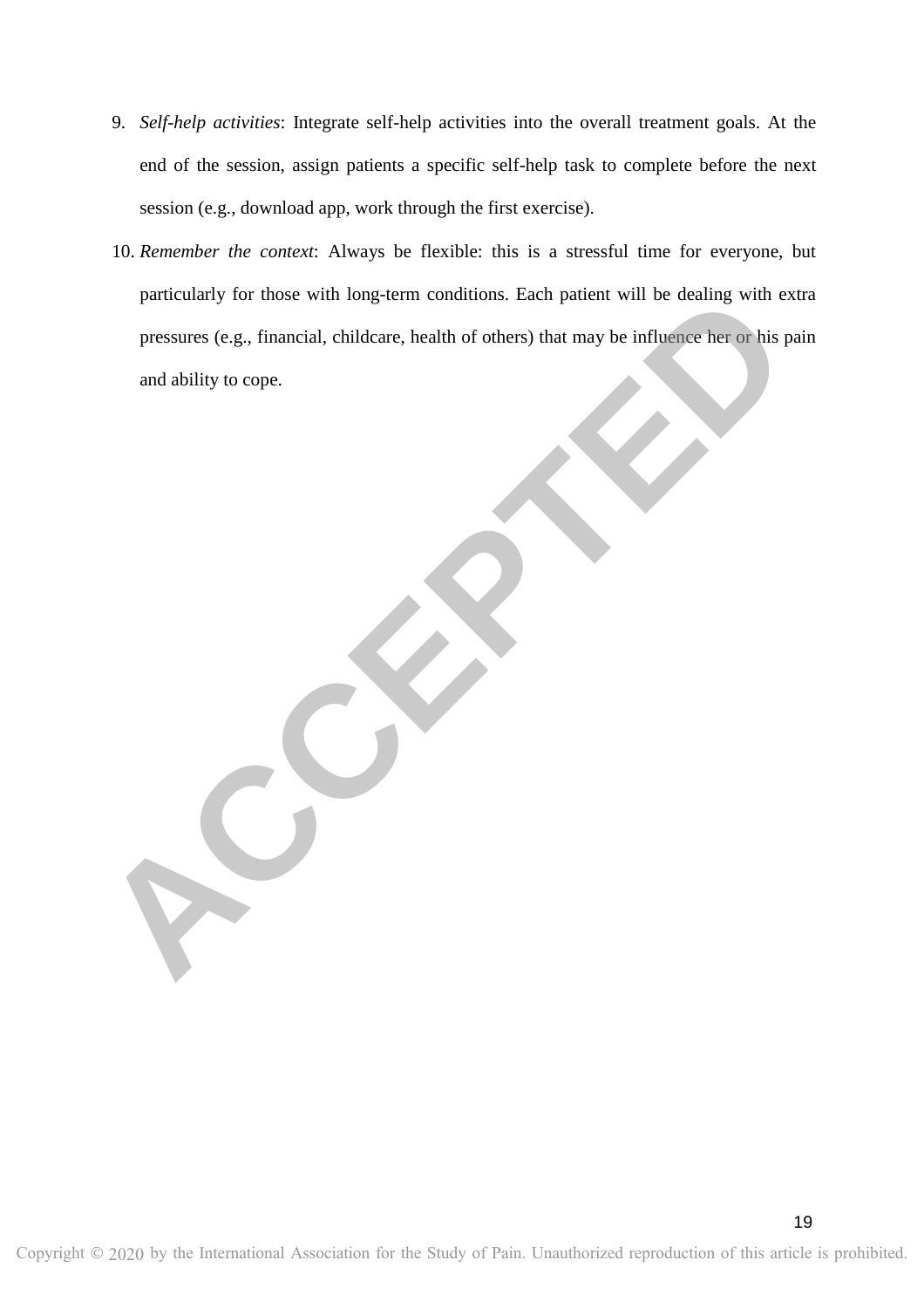9. *Self-help activities*: Integrate self-help activities into the overall treatment goals. At the end of the session, assign patients a specific self-help task to complete before the next session (e.g., download app, work through the first exercise).
10. *Remember the context*: Always be flexible: this is a stressful time for everyone, but particularly for those with long-term conditions. Each patient will be dealing with extra pressures (e.g., financial, childcare, health of others) that may be influence her or his pain and ability to cope.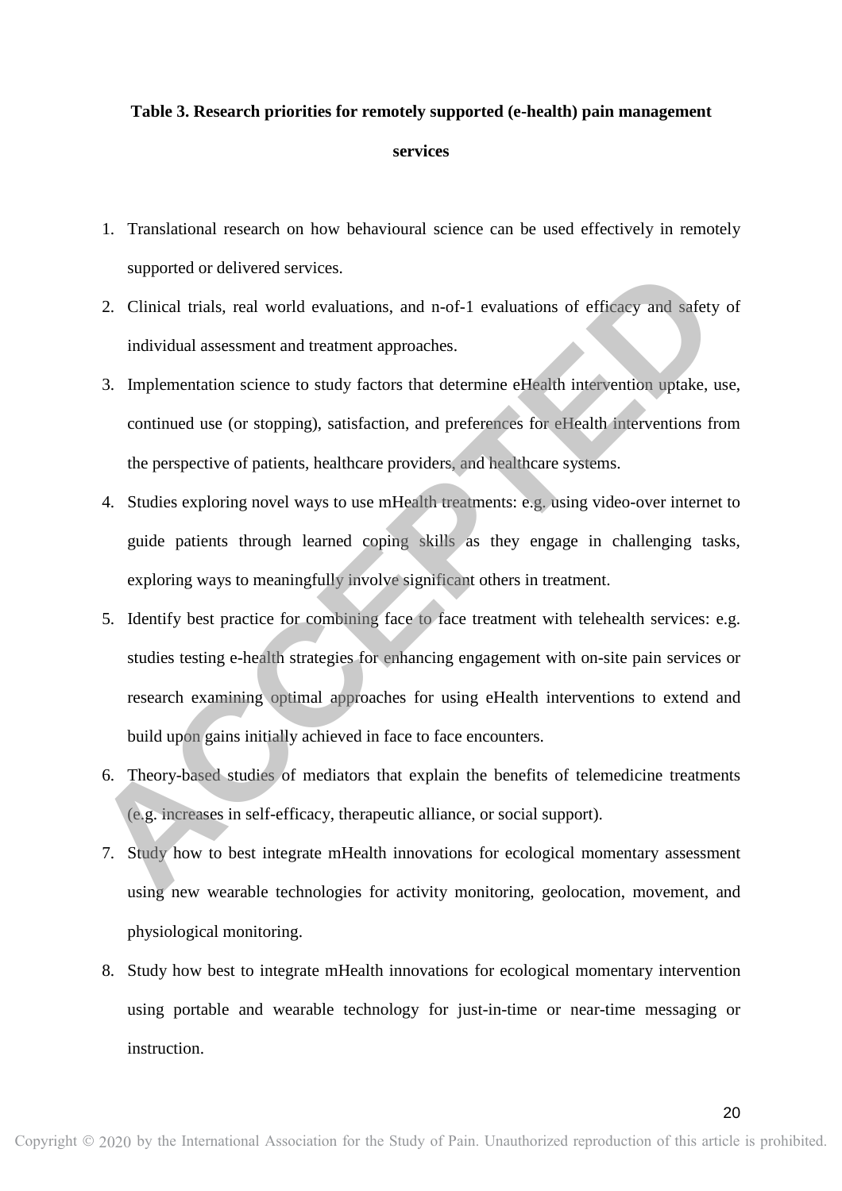**Table 3. Research priorities for remotely supported (e-health) pain management services**

1. Translational research on how behavioural science can be used effectively in remotely supported or delivered services.
2. Clinical trials, real world evaluations, and n-of-1 evaluations of efficacy and safety of individual assessment and treatment approaches.
3. Implementation science to study factors that determine eHealth intervention uptake, use, continued use (or stopping), satisfaction, and preferences for eHealth interventions from the perspective of patients, healthcare providers, and healthcare systems.
4. Studies exploring novel ways to use mHealth treatments: e.g. using video-over internet to guide patients through learned coping skills as they engage in challenging tasks, exploring ways to meaningfully involve significant others in treatment.
5. Identify best practice for combining face to face treatment with telehealth services: e.g. studies testing e-health strategies for enhancing engagement with on-site pain services or research examining optimal approaches for using eHealth interventions to extend and build upon gains initially achieved in face to face encounters.
6. Theory-based studies of mediators that explain the benefits of telemedicine treatments (e.g. increases in self-efficacy, therapeutic alliance, or social support).
7. Study how to best integrate mHealth innovations for ecological momentary assessment using new wearable technologies for activity monitoring, geolocation, movement, and physiological monitoring.
8. Study how best to integrate mHealth innovations for ecological momentary intervention using portable and wearable technology for just-in-time or near-time messaging or instruction.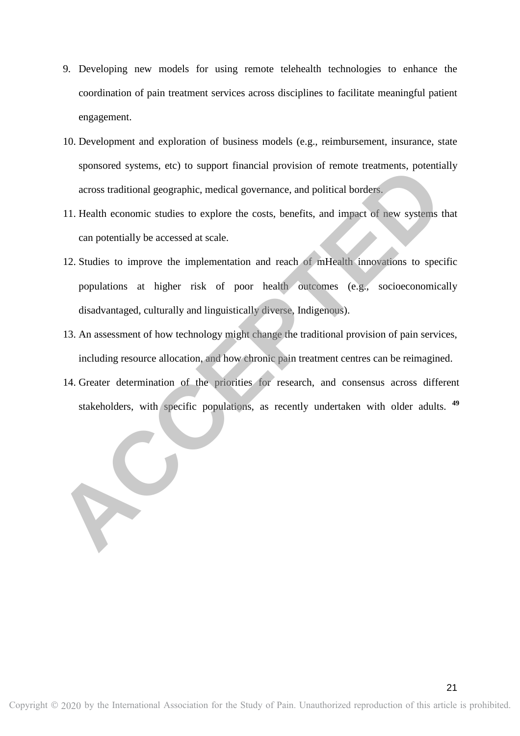9. Developing new models for using remote telehealth technologies to enhance the coordination of pain treatment services across disciplines to facilitate meaningful patient engagement.
10. Development and exploration of business models (e.g., reimbursement, insurance, state sponsored systems, etc) to support financial provision of remote treatments, potentially across traditional geographic, medical governance, and political borders.
11. Health economic studies to explore the costs, benefits, and impact of new systems that can potentially be accessed at scale.
12. Studies to improve the implementation and reach of mHealth innovations to specific populations at higher risk of poor health outcomes (e.g., socioeconomically disadvantaged, culturally and linguistically diverse, Indigenous).
13. An assessment of how technology might change the traditional provision of pain services, including resource allocation, and how chronic pain treatment centres can be reimagined.
14. Greater determination of the priorities for research, and consensus across different stakeholders, with specific populations, as recently undertaken with older adults. [49]